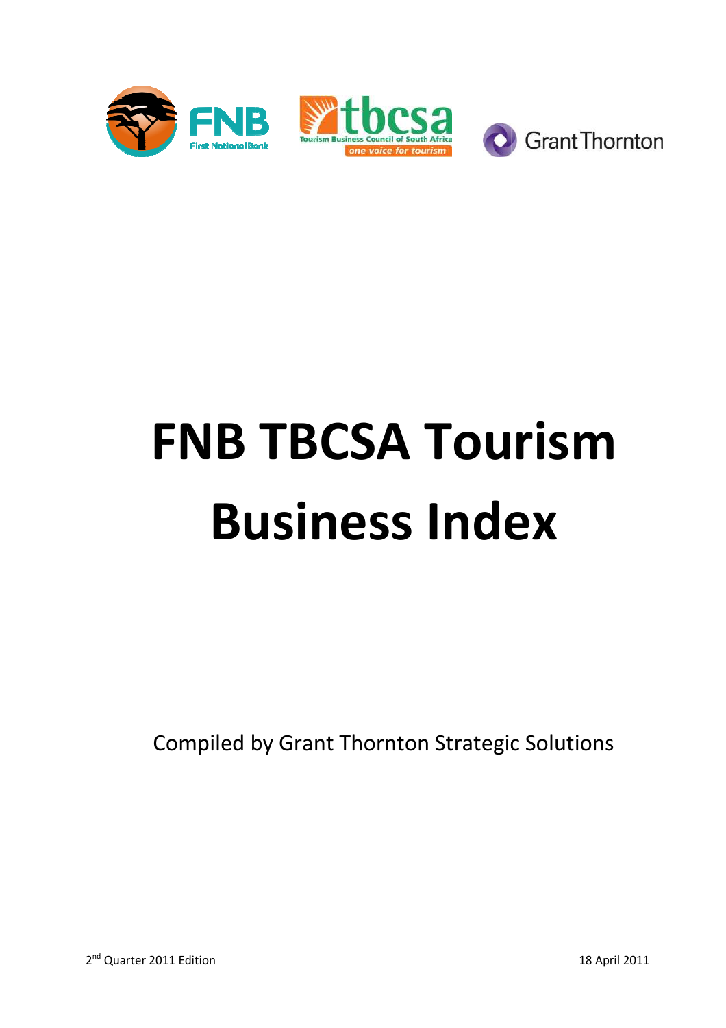# FNB TBCSA Tourism Business Index

Compiled by Grant Thornton Strategic Solutions

2nd Quarter 2011 Edition

18 April 2011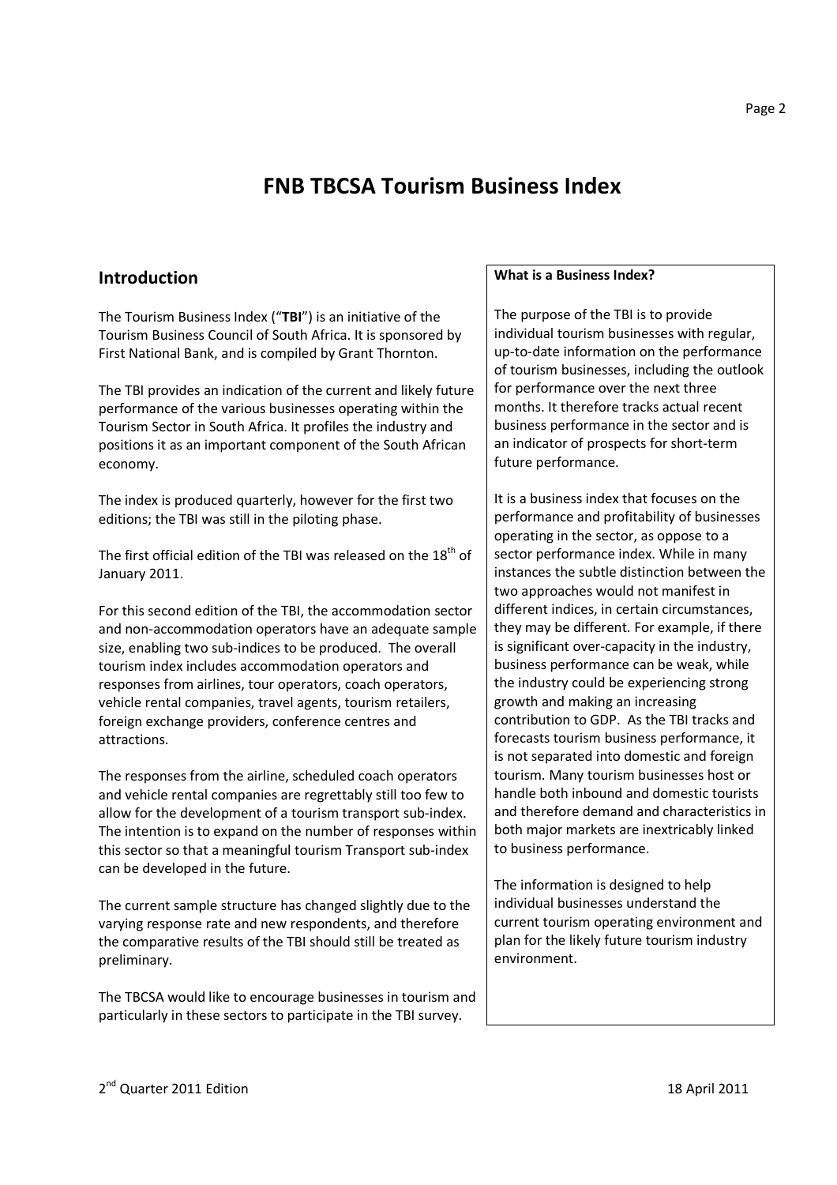# FNB TBCSA Tourism Business Index

## Introduction

The Tourism Business Index ("**TBI**") is an initiative of the Tourism Business Council of South Africa. It is sponsored by First National Bank, and is compiled by Grant Thornton.

The TBI provides an indication of the current and likely future performance of the various businesses operating within the Tourism Sector in South Africa. It profiles the industry and positions it as an important component of the South African economy.

The index is produced quarterly, however for the first two editions; the TBI was still in the piloting phase.

The first official edition of the TBI was released on the 18th of January 2011.

For this second edition of the TBI, the accommodation sector and non-accommodation operators have an adequate sample size, enabling two sub-indices to be produced. The overall tourism index includes accommodation operators and responses from airlines, tour operators, coach operators, vehicle rental companies, travel agents, tourism retailers, foreign exchange providers, conference centres and attractions.

The responses from the airline, scheduled coach operators and vehicle rental companies are regrettably still too few to allow for the development of a tourism transport sub-index. The intention is to expand on the number of responses within this sector so that a meaningful tourism Transport sub-index can be developed in the future.

The current sample structure has changed slightly due to the varying response rate and new respondents, and therefore the comparative results of the TBI should still be treated as preliminary.

The TBCSA would like to encourage businesses in tourism and particularly in these sectors to participate in the TBI survey.

**What is a Business Index?**

The purpose of the TBI is to provide individual tourism businesses with regular, up-to-date information on the performance of tourism businesses, including the outlook for performance over the next three months. It therefore tracks actual recent business performance in the sector and is an indicator of prospects for short-term future performance.

It is a business index that focuses on the performance and profitability of businesses operating in the sector, as oppose to a sector performance index. While in many instances the subtle distinction between the two approaches would not manifest in different indices, in certain circumstances, they may be different. For example, if there is significant over-capacity in the industry, business performance can be weak, while the industry could be experiencing strong growth and making an increasing contribution to GDP. As the TBI tracks and forecasts tourism business performance, it is not separated into domestic and foreign tourism. Many tourism businesses host or handle both inbound and domestic tourists and therefore demand and characteristics in both major markets are inextricably linked to business performance.

The information is designed to help individual businesses understand the current tourism operating environment and plan for the likely future tourism industry environment.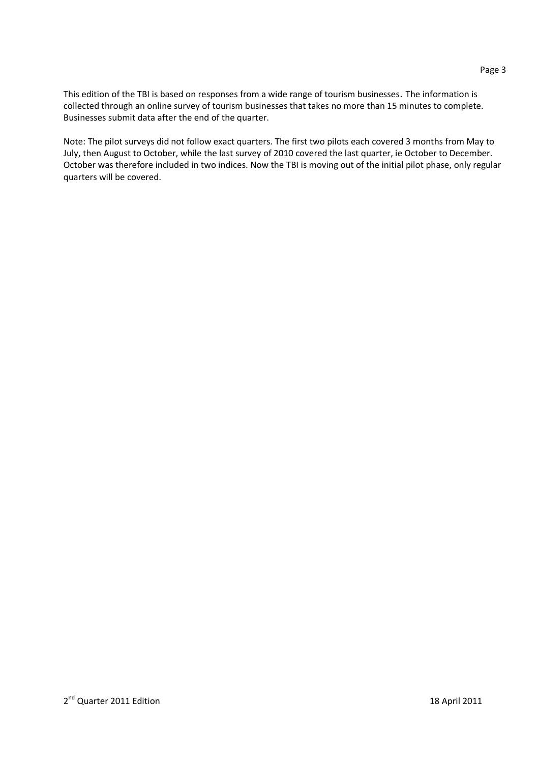This edition of the TBI is based on responses from a wide range of tourism businesses. The information is collected through an online survey of tourism businesses that takes no more than 15 minutes to complete. Businesses submit data after the end of the quarter.

Note: The pilot surveys did not follow exact quarters. The first two pilots each covered 3 months from May to July, then August to October, while the last survey of 2010 covered the last quarter, ie October to December. October was therefore included in two indices. Now the TBI is moving out of the initial pilot phase, only regular quarters will be covered.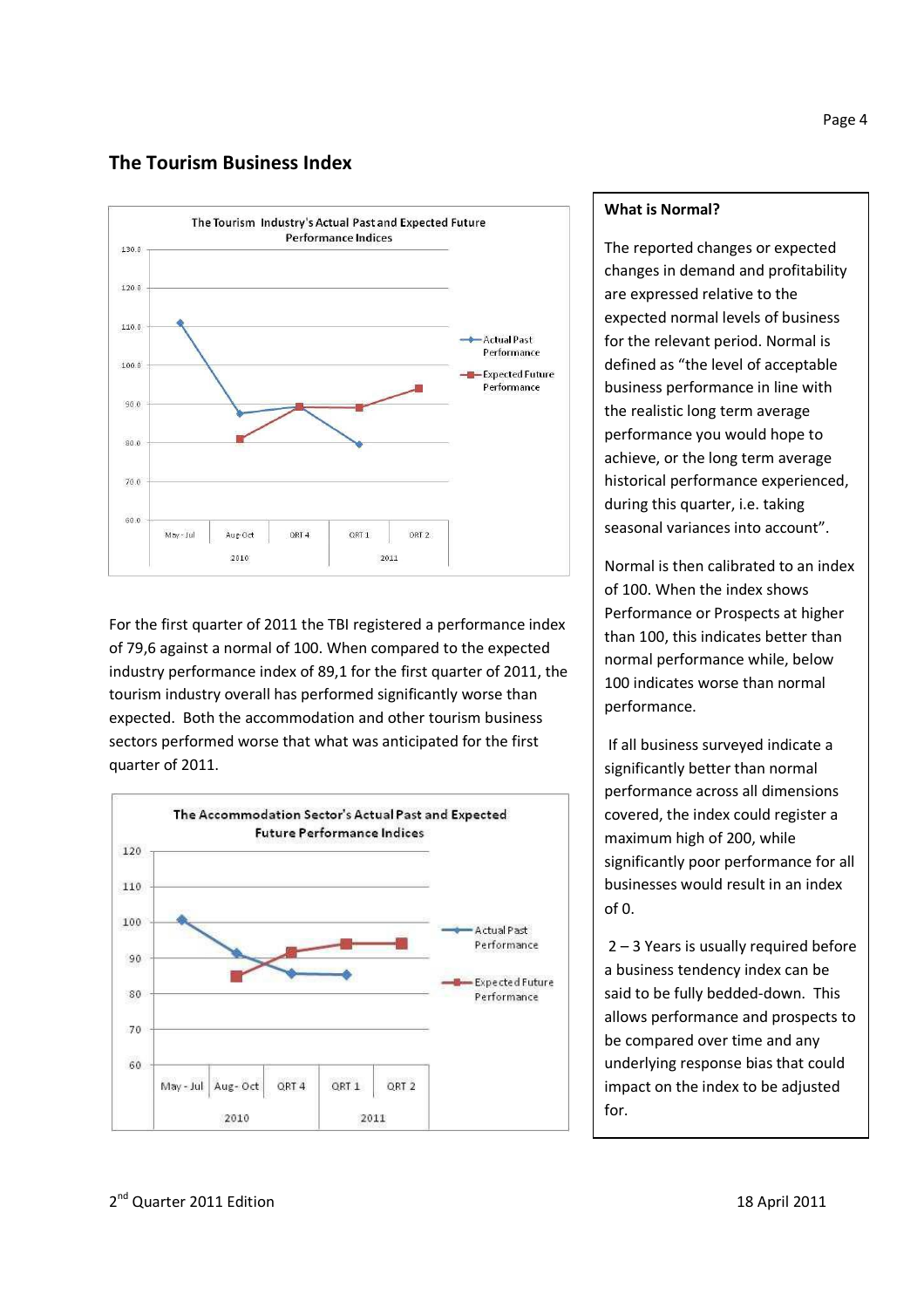## The Tourism Business Index

For the first quarter of 2011 the TBI registered a performance index of 79,6 against a normal of 100. When compared to the expected industry performance index of 89,1 for the first quarter of 2011, the tourism industry overall has performed significantly worse than expected. Both the accommodation and other tourism business sectors performed worse that what was anticipated for the first quarter of 2011.

**What is Normal?**

The reported changes or expected changes in demand and profitability are expressed relative to the expected normal levels of business for the relevant period. Normal is defined as "the level of acceptable business performance in line with the realistic long term average performance you would hope to achieve, or the long term average historical performance experienced, during this quarter, i.e. taking seasonal variances into account".

Normal is then calibrated to an index of 100. When the index shows Performance or Prospects at higher than 100, this indicates better than normal performance while, below 100 indicates worse than normal performance.

If all business surveyed indicate a significantly better than normal performance across all dimensions covered, the index could register a maximum high of 200, while significantly poor performance for all businesses would result in an index of 0.

2 – 3 Years is usually required before a business tendency index can be said to be fully bedded-down. This allows performance and prospects to be compared over time and any underlying response bias that could impact on the index to be adjusted for.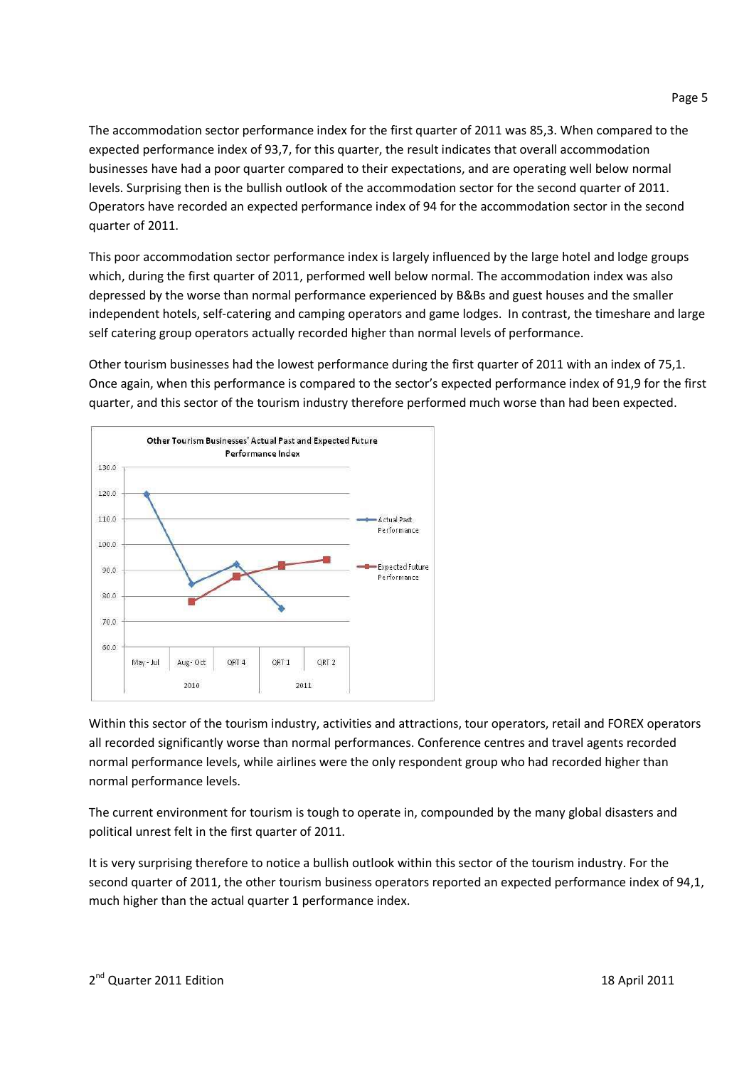The accommodation sector performance index for the first quarter of 2011 was 85,3. When compared to the expected performance index of 93,7, for this quarter, the result indicates that overall accommodation businesses have had a poor quarter compared to their expectations, and are operating well below normal levels. Surprising then is the bullish outlook of the accommodation sector for the second quarter of 2011. Operators have recorded an expected performance index of 94 for the accommodation sector in the second quarter of 2011.

This poor accommodation sector performance index is largely influenced by the large hotel and lodge groups which, during the first quarter of 2011, performed well below normal. The accommodation index was also depressed by the worse than normal performance experienced by B&Bs and guest houses and the smaller independent hotels, self-catering and camping operators and game lodges. In contrast, the timeshare and large self catering group operators actually recorded higher than normal levels of performance.

Other tourism businesses had the lowest performance during the first quarter of 2011 with an index of 75,1. Once again, when this performance is compared to the sector's expected performance index of 91,9 for the first quarter, and this sector of the tourism industry therefore performed much worse than had been expected.

Other Tourism Businesses' Actual Past and Expected Future Performance Index

Within this sector of the tourism industry, activities and attractions, tour operators, retail and FOREX operators all recorded significantly worse than normal performances. Conference centres and travel agents recorded normal performance levels, while airlines were the only respondent group who had recorded higher than normal performance levels.

The current environment for tourism is tough to operate in, compounded by the many global disasters and political unrest felt in the first quarter of 2011.

It is very surprising therefore to notice a bullish outlook within this sector of the tourism industry. For the second quarter of 2011, the other tourism business operators reported an expected performance index of 94,1, much higher than the actual quarter 1 performance index.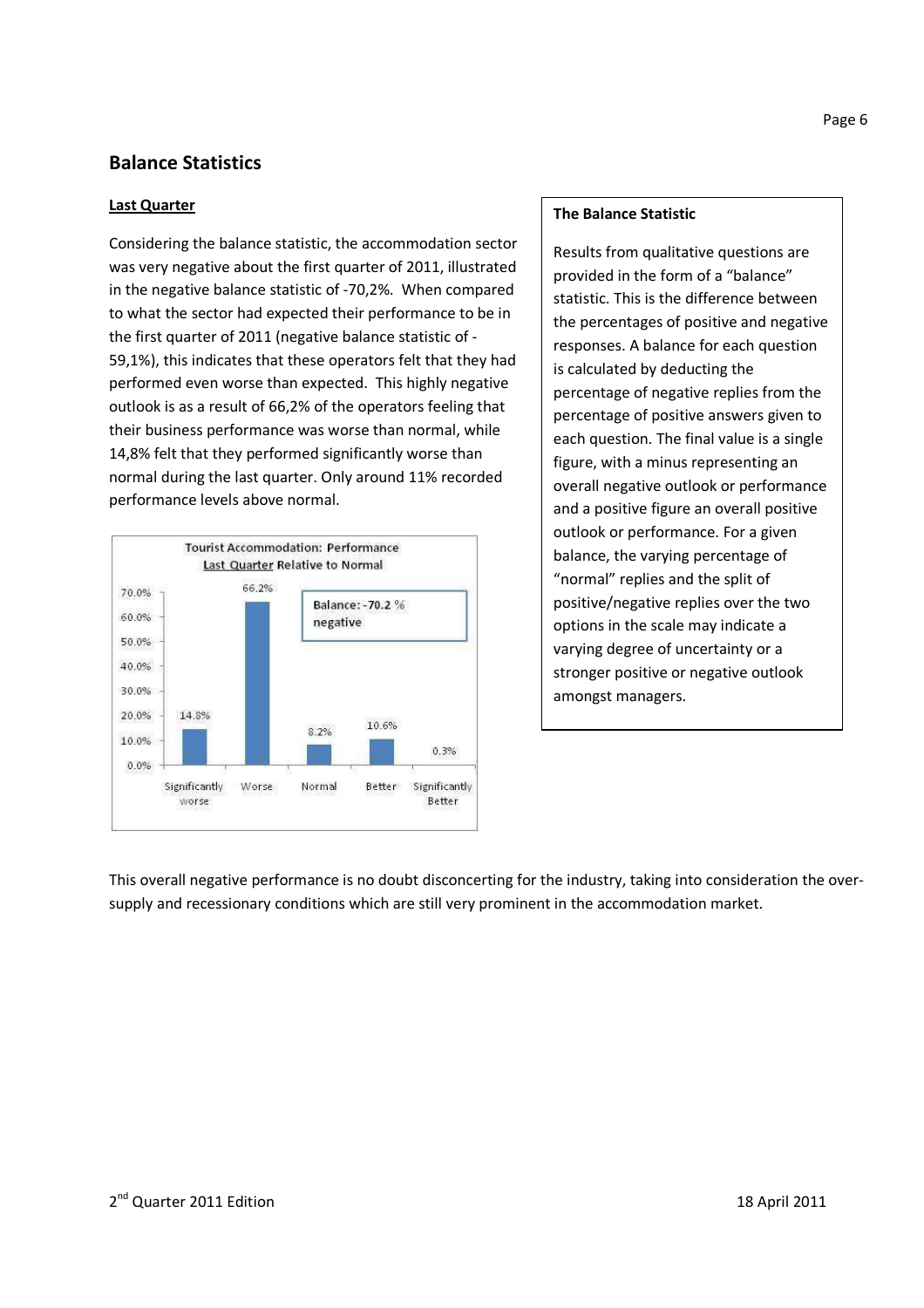## Balance Statistics

### Last Quarter

Considering the balance statistic, the accommodation sector was very negative about the first quarter of 2011, illustrated in the negative balance statistic of -70,2%. When compared to what the sector had expected their performance to be in the first quarter of 2011 (negative balance statistic of -59,1%), this indicates that these operators felt that they had performed even worse than expected. This highly negative outlook is as a result of 66,2% of the operators feeling that their business performance was worse than normal, while 14,8% felt that they performed significantly worse than normal during the last quarter. Only around 11% recorded performance levels above normal.

**The Balance Statistic**

Results from qualitative questions are provided in the form of a "balance" statistic. This is the difference between the percentages of positive and negative responses. A balance for each question is calculated by deducting the percentage of negative replies from the percentage of positive answers given to each question. The final value is a single figure, with a minus representing an overall negative outlook or performance and a positive figure an overall positive outlook or performance. For a given balance, the varying percentage of "normal" replies and the split of positive/negative replies over the two options in the scale may indicate a varying degree of uncertainty or a stronger positive or negative outlook amongst managers.

Tourist Accommodation: Performance Last Quarter Relative to Normal

| Significantly worse | Worse | Normal | Better | Significantly Better |
|---|---|---|---|---|
| 14.8% | 66.2% | 8.2% | 10.6% | 0.3% |

Balance: -70.2 % negative

This overall negative performance is no doubt disconcerting for the industry, taking into consideration the over-supply and recessionary conditions which are still very prominent in the accommodation market.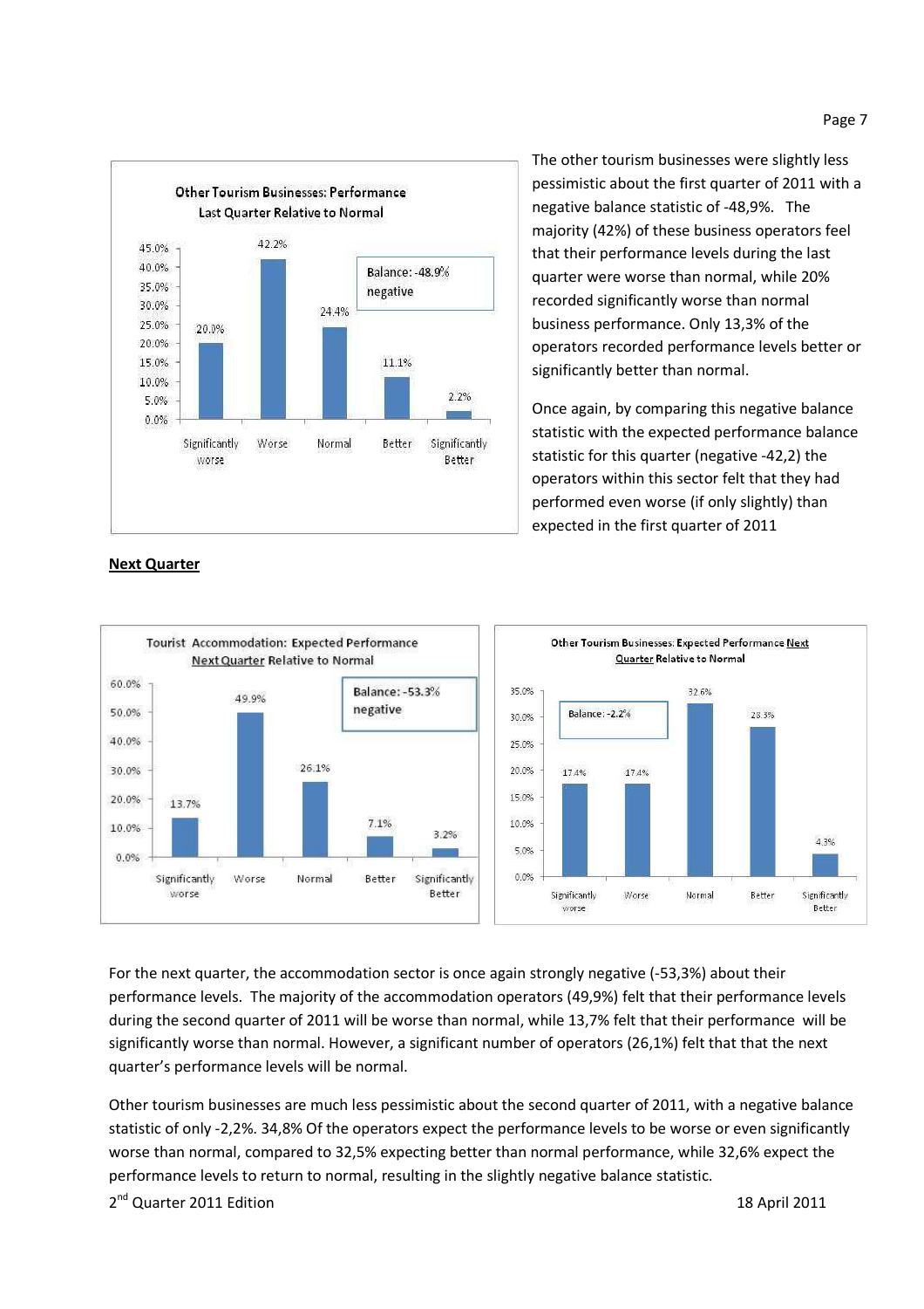The other tourism businesses were slightly less pessimistic about the first quarter of 2011 with a negative balance statistic of -48,9%. The majority (42%) of these business operators feel that their performance levels during the last quarter were worse than normal, while 20% recorded significantly worse than normal business performance. Only 13,3% of the operators recorded performance levels better or significantly better than normal.

Once again, by comparing this negative balance statistic with the expected performance balance statistic for this quarter (negative -42,2) the operators within this sector felt that they had performed even worse (if only slightly) than expected in the first quarter of 2011

**Next Quarter**

For the next quarter, the accommodation sector is once again strongly negative (-53,3%) about their performance levels. The majority of the accommodation operators (49,9%) felt that their performance levels during the second quarter of 2011 will be worse than normal, while 13,7% felt that their performance will be significantly worse than normal. However, a significant number of operators (26,1%) felt that that the next quarter's performance levels will be normal.

Other tourism businesses are much less pessimistic about the second quarter of 2011, with a negative balance statistic of only -2,2%. 34,8% Of the operators expect the performance levels to be worse or even significantly worse than normal, compared to 32,5% expecting better than normal performance, while 32,6% expect the performance levels to return to normal, resulting in the slightly negative balance statistic.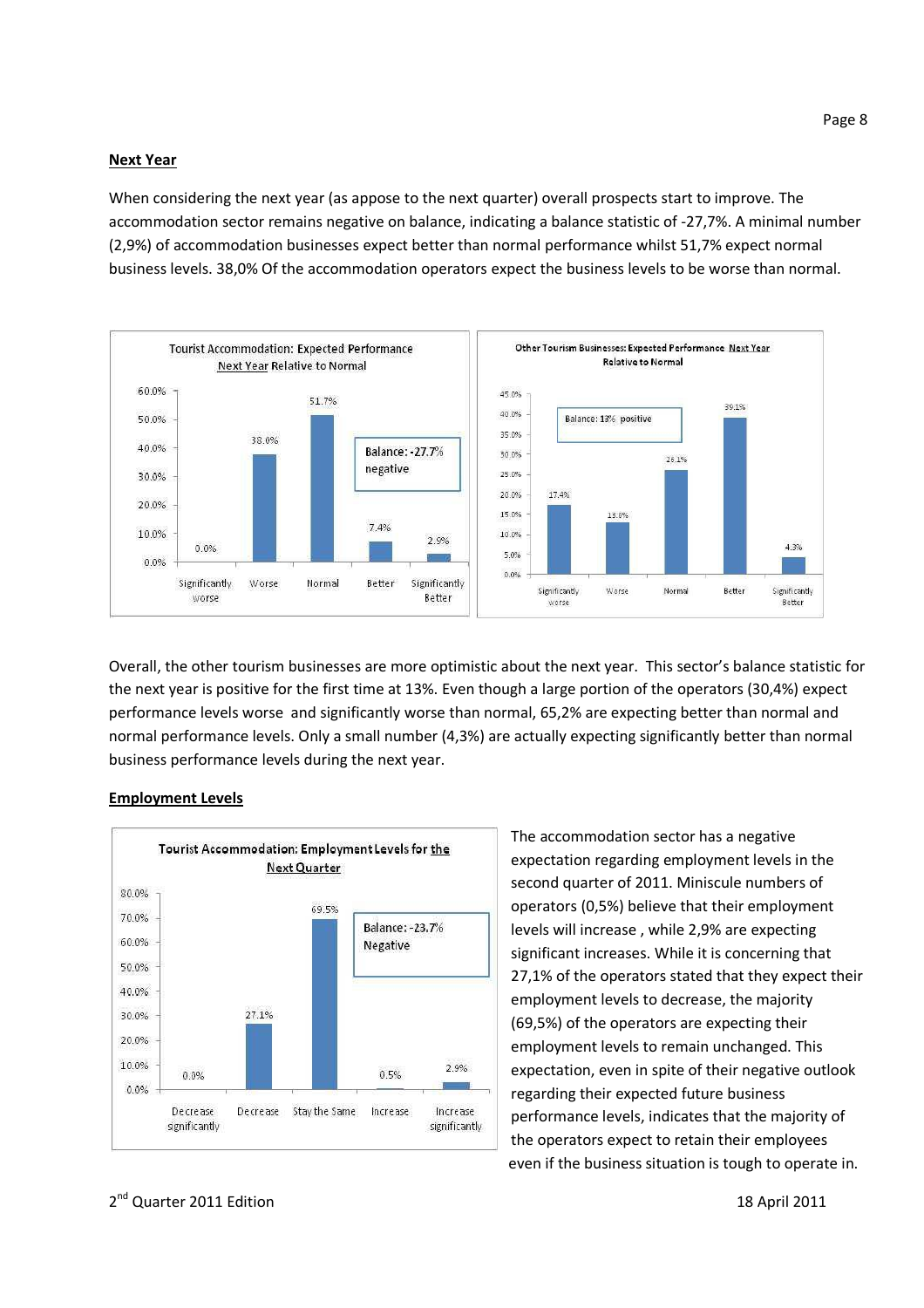**Next Year**

When considering the next year (as appose to the next quarter) overall prospects start to improve. The accommodation sector remains negative on balance, indicating a balance statistic of -27,7%. A minimal number (2,9%) of accommodation businesses expect better than normal performance whilst 51,7% expect normal business levels. 38,0% Of the accommodation operators expect the business levels to be worse than normal.

Tourist Accommodation: Expected Performance Next Year Relative to Normal

| Significantly worse | Worse | Normal | Better | Significantly Better |
|---|---|---|---|---|
| 0.0% | 38.0% | 51.7% | 7.4% | 2.9% |

Balance: -27.7% negative

Other Tourism Businesses: Expected Performance Next Year Relative to Normal

| Significantly worse | Worse | Normal | Better | Significantly Better |
|---|---|---|---|---|
| 17.4% | 13.0% | 26.1% | 39.1% | 4.3% |

Balance: 13% positive

Overall, the other tourism businesses are more optimistic about the next year. This sector's balance statistic for the next year is positive for the first time at 13%. Even though a large portion of the operators (30,4%) expect performance levels worse and significantly worse than normal, 65,2% are expecting better than normal and normal performance levels. Only a small number (4,3%) are actually expecting significantly better than normal business performance levels during the next year.

**Employment Levels**

Tourist Accommodation: Employment Levels for the Next Quarter

| Decrease significantly | Decrease | Stay the Same | Increase | Increase significantly |
|---|---|---|---|---|
| 0.0% | 27.1% | 69.5% | 0.5% | 2.9% |

Balance: -23.7% Negative

The accommodation sector has a negative expectation regarding employment levels in the second quarter of 2011. Miniscule numbers of operators (0,5%) believe that their employment levels will increase , while 2,9% are expecting significant increases. While it is concerning that 27,1% of the operators stated that they expect their employment levels to decrease, the majority (69,5%) of the operators are expecting their employment levels to remain unchanged. This expectation, even in spite of their negative outlook regarding their expected future business performance levels, indicates that the majority of the operators expect to retain their employees even if the business situation is tough to operate in.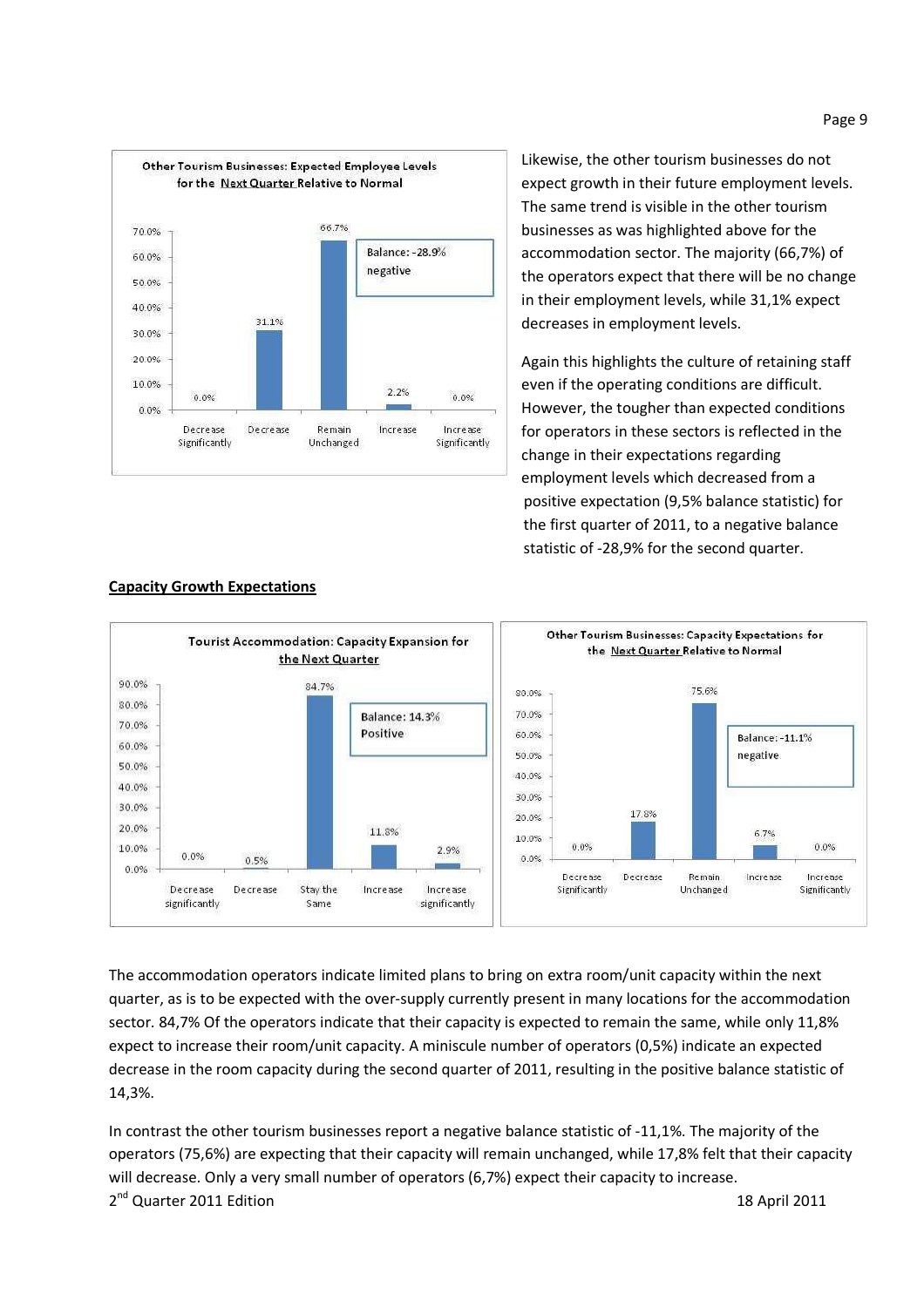Likewise, the other tourism businesses do not expect growth in their future employment levels. The same trend is visible in the other tourism businesses as was highlighted above for the accommodation sector. The majority (66,7%) of the operators expect that there will be no change in their employment levels, while 31,1% expect decreases in employment levels.

Again this highlights the culture of retaining staff even if the operating conditions are difficult. However, the tougher than expected conditions for operators in these sectors is reflected in the change in their expectations regarding employment levels which decreased from a positive expectation (9,5% balance statistic) for the first quarter of 2011, to a negative balance statistic of -28,9% for the second quarter.

**Other Tourism Businesses: Expected Employee Levels for the Next Quarter Relative to Normal**

| Decrease Significantly | Decrease | Remain Unchanged | Increase | Increase Significantly |
|---|---|---|---|---|
| 0.0% | 31.1% | 66.7% | 2.2% | 0.0% |

Balance: -28.9% negative

## Capacity Growth Expectations

**Tourist Accommodation: Capacity Expansion for the Next Quarter**

| Decrease significantly | Decrease | Stay the Same | Increase | Increase significantly |
|---|---|---|---|---|
| 0.0% | 0.5% | 84.7% | 11.8% | 2.9% |

Balance: 14.3% Positive

**Other Tourism Businesses: Capacity Expectations for the Next Quarter Relative to Normal**

| Decrease Significantly | Decrease | Remain Unchanged | Increase | Increase Significantly |
|---|---|---|---|---|
| 0.0% | 17.8% | 75.6% | 6.7% | 0.0% |

Balance: -11.1% negative

The accommodation operators indicate limited plans to bring on extra room/unit capacity within the next quarter, as is to be expected with the over-supply currently present in many locations for the accommodation sector. 84,7% Of the operators indicate that their capacity is expected to remain the same, while only 11,8% expect to increase their room/unit capacity. A miniscule number of operators (0,5%) indicate an expected decrease in the room capacity during the second quarter of 2011, resulting in the positive balance statistic of 14,3%.

In contrast the other tourism businesses report a negative balance statistic of -11,1%. The majority of the operators (75,6%) are expecting that their capacity will remain unchanged, while 17,8% felt that their capacity will decrease. Only a very small number of operators (6,7%) expect their capacity to increase.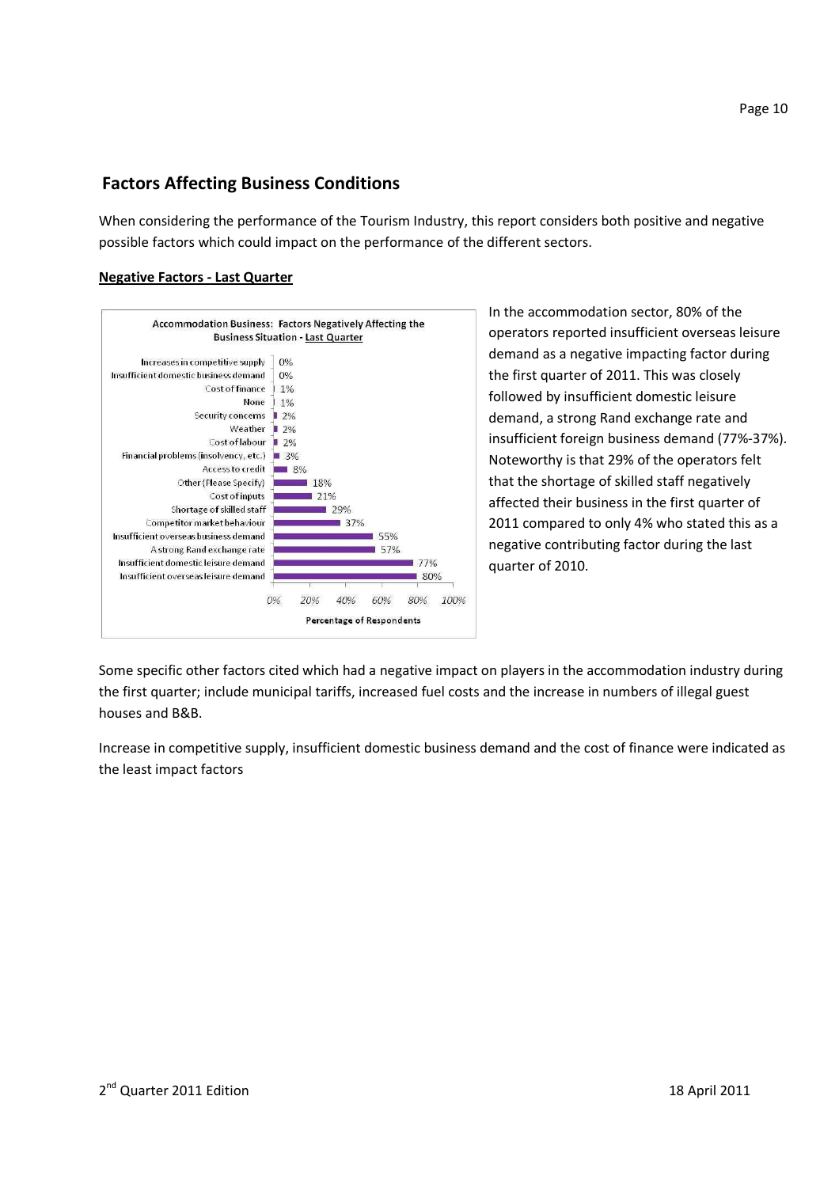## Factors Affecting Business Conditions

When considering the performance of the Tourism Industry, this report considers both positive and negative possible factors which could impact on the performance of the different sectors.

**Negative Factors - Last Quarter**

**Accommodation Business: Factors Negatively Affecting the Business Situation - Last Quarter**

| Factor | Percentage of Respondents |
|---|---|
| Increases in competitive supply | 0% |
| Insufficient domestic business demand | 0% |
| Cost of finance | 1% |
| None | 1% |
| Security concerns | 2% |
| Weather | 2% |
| Cost of labour | 2% |
| Financial problems (insolvency, etc.) | 3% |
| Access to credit | 8% |
| Other (Please Specify) | 18% |
| Cost of inputs | 21% |
| Shortage of skilled staff | 29% |
| Competitor market behaviour | 37% |
| Insufficient overseas business demand | 55% |
| A strong Rand exchange rate | 57% |
| Insufficient domestic leisure demand | 77% |
| Insufficient overseas leisure demand | 80% |

In the accommodation sector, 80% of the operators reported insufficient overseas leisure demand as a negative impacting factor during the first quarter of 2011. This was closely followed by insufficient domestic leisure demand, a strong Rand exchange rate and insufficient foreign business demand (77%-37%). Noteworthy is that 29% of the operators felt that the shortage of skilled staff negatively affected their business in the first quarter of 2011 compared to only 4% who stated this as a negative contributing factor during the last quarter of 2010.

Some specific other factors cited which had a negative impact on players in the accommodation industry during the first quarter; include municipal tariffs, increased fuel costs and the increase in numbers of illegal guest houses and B&B.

Increase in competitive supply, insufficient domestic business demand and the cost of finance were indicated as the least impact factors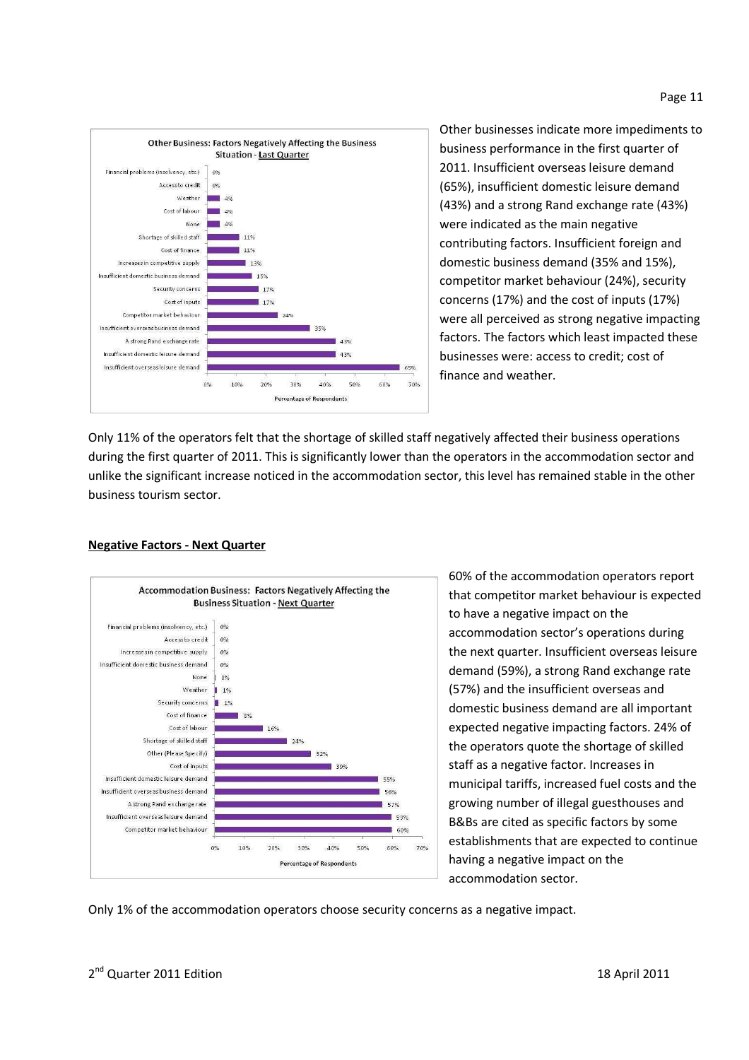**Other Business: Factors Negatively Affecting the Business Situation - Last Quarter**

| Factor | Percentage of Respondents |
| --- | --- |
| Financial problems (insolvency, etc.) | 0% |
| Access to credit | 0% |
| Weather | 4% |
| Cost of labour | 4% |
| None | 4% |
| Shortage of skilled staff | 11% |
| Cost of finance | 11% |
| Increases in competitive supply | 13% |
| Insufficient domestic business demand | 15% |
| Security concerns | 17% |
| Cost of inputs | 17% |
| Competitor market behaviour | 24% |
| Insufficient overseas business demand | 35% |
| A strong Rand exchange rate | 43% |
| Insufficient domestic leisure demand | 43% |
| Insufficient overseas leisure demand | 65% |

Other businesses indicate more impediments to business performance in the first quarter of 2011. Insufficient overseas leisure demand (65%), insufficient domestic leisure demand (43%) and a strong Rand exchange rate (43%) were indicated as the main negative contributing factors. Insufficient foreign and domestic business demand (35% and 15%), competitor market behaviour (24%), security concerns (17%) and the cost of inputs (17%) were all perceived as strong negative impacting factors. The factors which least impacted these businesses were: access to credit; cost of finance and weather.

Only 11% of the operators felt that the shortage of skilled staff negatively affected their business operations during the first quarter of 2011. This is significantly lower than the operators in the accommodation sector and unlike the significant increase noticed in the accommodation sector, this level has remained stable in the other business tourism sector.

## Negative Factors - Next Quarter

**Accommodation Business: Factors Negatively Affecting the Business Situation - Next Quarter**

| Factor | Percentage of Respondents |
| --- | --- |
| Financial problems (insolvency, etc.) | 0% |
| Access to credit | 0% |
| Increases in competitive supply | 0% |
| Insufficient domestic business demand | 0% |
| None | 0% |
| Weather | 1% |
| Security concerns | 1% |
| Cost of finance | 8% |
| Cost of labour | 16% |
| Shortage of skilled staff | 24% |
| Other (Please Specify) | 32% |
| Cost of inputs | 39% |
| Insufficient domestic leisure demand | 55% |
| Insufficient overseas business demand | 56% |
| A strong Rand exchange rate | 57% |
| Insufficient overseas leisure demand | 59% |
| Competitor market behaviour | 60% |

60% of the accommodation operators report that competitor market behaviour is expected to have a negative impact on the accommodation sector's operations during the next quarter. Insufficient overseas leisure demand (59%), a strong Rand exchange rate (57%) and the insufficient overseas and domestic business demand are all important expected negative impacting factors. 24% of the operators quote the shortage of skilled staff as a negative factor. Increases in municipal tariffs, increased fuel costs and the growing number of illegal guesthouses and B&Bs are cited as specific factors by some establishments that are expected to continue having a negative impact on the accommodation sector.

Only 1% of the accommodation operators choose security concerns as a negative impact.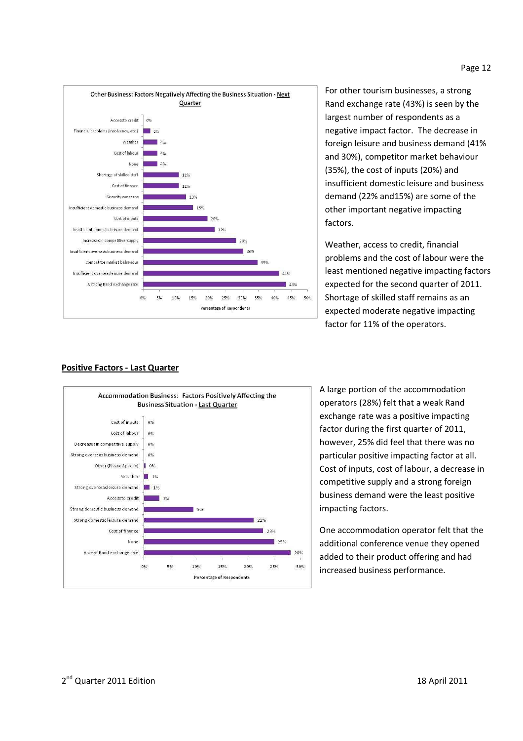**Other Business: Factors Negatively Affecting the Business Situation - Next Quarter**

| Factor | Percentage of Respondents |
|---|---|
| Access to credit | 0% |
| Financial problems (insolvency, etc.) | 2% |
| Weather | 4% |
| Cost of labour | 4% |
| None | 4% |
| Shortage of skilled staff | 11% |
| Cost of finance | 11% |
| Security concerns | 13% |
| Insufficient domestic business demand | 15% |
| Cost of inputs | 20% |
| Insufficient domestic leisure demand | 22% |
| Increases in competitive supply | 28% |
| Insufficient overseas business demand | 30% |
| Competitor market behaviour | 35% |
| Insufficient overseas leisure demand | 41% |
| A strong Rand exchange rate | 43% |

For other tourism businesses, a strong Rand exchange rate (43%) is seen by the largest number of respondents as a negative impact factor. The decrease in foreign leisure and business demand (41% and 30%), competitor market behaviour (35%), the cost of inputs (20%) and insufficient domestic leisure and business demand (22% and15%) are some of the other important negative impacting factors.

Weather, access to credit, financial problems and the cost of labour were the least mentioned negative impacting factors expected for the second quarter of 2011. Shortage of skilled staff remains as an expected moderate negative impacting factor for 11% of the operators.

## Positive Factors - Last Quarter

**Accommodation Business: Factors Positively Affecting the Business Situation - Last Quarter**

| Factor | Percentage of Respondents |
|---|---|
| Cost of inputs | 0% |
| Cost of labour | 0% |
| Decreases in competitive supply | 0% |
| Strong overseas business demand | 0% |
| Other (Please Specify) | 0% |
| Weather | 1% |
| Strong overseas leisure demand | 1% |
| Access to credit | 3% |
| Strong domestic business demand | 9% |
| Strong domestic leisure demand | 21% |
| Cost of finance | 23% |
| None | 25% |
| A weak Rand exchange rate | 28% |

A large portion of the accommodation operators (28%) felt that a weak Rand exchange rate was a positive impacting factor during the first quarter of 2011, however, 25% did feel that there was no particular positive impacting factor at all. Cost of inputs, cost of labour, a decrease in competitive supply and a strong foreign business demand were the least positive impacting factors.

One accommodation operator felt that the additional conference venue they opened added to their product offering and had increased business performance.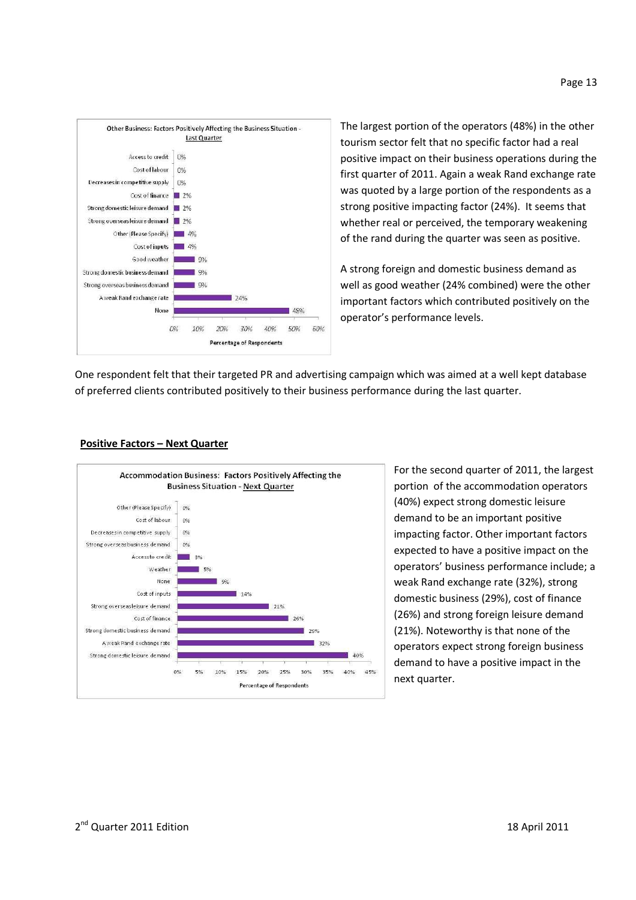**Other Business: Factors Positively Affecting the Business Situation - Last Quarter**

| Factor | Percentage of Respondents |
|---|---|
| Access to credit | 0% |
| Cost of labour | 0% |
| Decreases in competitive supply | 0% |
| Cost of finance | 2% |
| Strong domestic leisure demand | 2% |
| Strong overseas leisure demand | 2% |
| Other (Please Specify) | 4% |
| Cost of inputs | 4% |
| Good weather | 9% |
| Strong domestic business demand | 9% |
| Strong overseas business demand | 9% |
| A weak Rand exchange rate | 24% |
| None | 48% |

The largest portion of the operators (48%) in the other tourism sector felt that no specific factor had a real positive impact on their business operations during the first quarter of 2011. Again a weak Rand exchange rate was quoted by a large portion of the respondents as a strong positive impacting factor (24%). It seems that whether real or perceived, the temporary weakening of the rand during the quarter was seen as positive.

A strong foreign and domestic business demand as well as good weather (24% combined) were the other important factors which contributed positively on the operator's performance levels.

One respondent felt that their targeted PR and advertising campaign which was aimed at a well kept database of preferred clients contributed positively to their business performance during the last quarter.

## Positive Factors – Next Quarter

**Accommodation Business: Factors Positively Affecting the Business Situation - Next Quarter**

| Factor | Percentage of Respondents |
|---|---|
| Other (Please Specify) | 0% |
| Cost of labour | 0% |
| Decreases in competitive supply | 0% |
| Strong overseas business demand | 0% |
| Access to credit | 3% |
| Weather | 5% |
| None | 9% |
| Cost of inputs | 14% |
| Strong overseas leisure demand | 21% |
| Cost of finance | 26% |
| Strong domestic business demand | 29% |
| A weak Rand exchange rate | 32% |
| Strong domestic leisure demand | 40% |

For the second quarter of 2011, the largest portion of the accommodation operators (40%) expect strong domestic leisure demand to be an important positive impacting factor. Other important factors expected to have a positive impact on the operators' business performance include; a weak Rand exchange rate (32%), strong domestic business (29%), cost of finance (26%) and strong foreign leisure demand (21%). Noteworthy is that none of the operators expect strong foreign business demand to have a positive impact in the next quarter.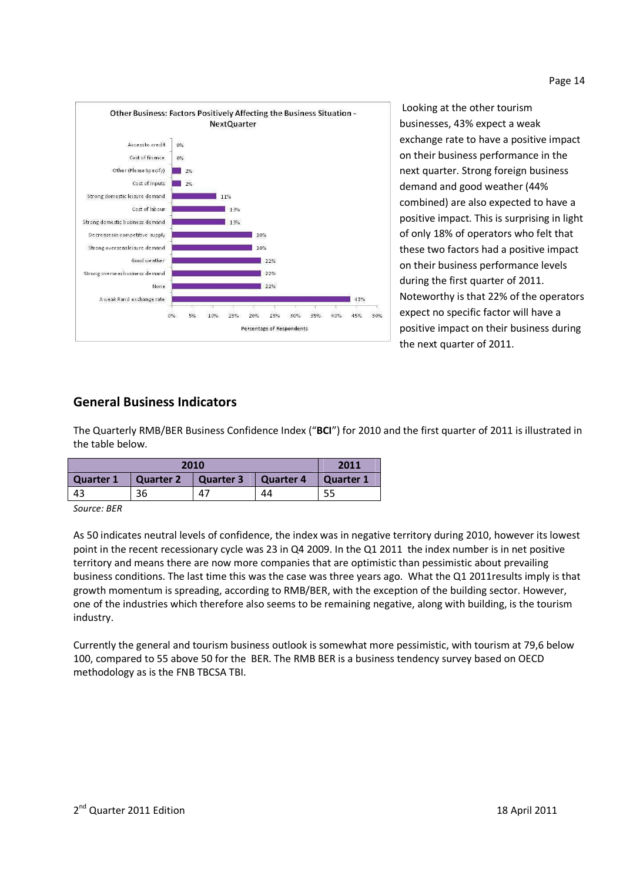Other Business: Factors Positively Affecting the Business Situation - NextQuarter

| Factor | Percentage of Respondents |
|---|---|
| Access to credit | 0% |
| Cost of finance | 0% |
| Other (Please Specify) | 2% |
| Cost of inputs | 2% |
| Strong domestic leisure demand | 11% |
| Cost of labour | 13% |
| Strong domestic business demand | 13% |
| Decrease in competitive supply | 20% |
| Strong overseas leisure demand | 20% |
| Good weather | 22% |
| Strong overseas business demand | 22% |
| None | 22% |
| A weak Rand exchange rate | 43% |

Looking at the other tourism businesses, 43% expect a weak exchange rate to have a positive impact on their business performance in the next quarter. Strong foreign business demand and good weather (44% combined) are also expected to have a positive impact. This is surprising in light of only 18% of operators who felt that these two factors had a positive impact on their business performance levels during the first quarter of 2011. Noteworthy is that 22% of the operators expect no specific factor will have a positive impact on their business during the next quarter of 2011.

## General Business Indicators

The Quarterly RMB/BER Business Confidence Index ("**BCI**") for 2010 and the first quarter of 2011 is illustrated in the table below.

| 2010 | | | | 2011 |
|---|---|---|---|---|
| **Quarter 1** | **Quarter 2** | **Quarter 3** | **Quarter 4** | **Quarter 1** |
| 43 | 36 | 47 | 44 | 55 |

*Source: BER*

As 50 indicates neutral levels of confidence, the index was in negative territory during 2010, however its lowest point in the recent recessionary cycle was 23 in Q4 2009. In the Q1 2011 the index number is in net positive territory and means there are now more companies that are optimistic than pessimistic about prevailing business conditions. The last time this was the case was three years ago. What the Q1 2011results imply is that growth momentum is spreading, according to RMB/BER, with the exception of the building sector. However, one of the industries which therefore also seems to be remaining negative, along with building, is the tourism industry.

Currently the general and tourism business outlook is somewhat more pessimistic, with tourism at 79,6 below 100, compared to 55 above 50 for the BER. The RMB BER is a business tendency survey based on OECD methodology as is the FNB TBCSA TBI.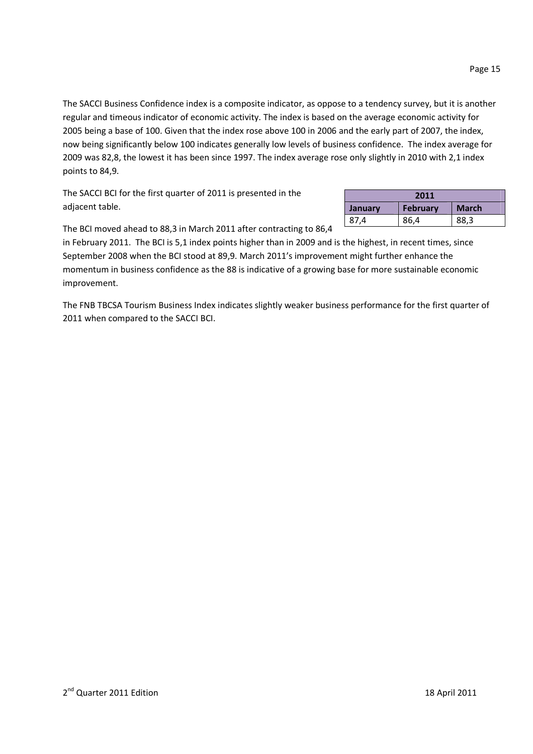The SACCI Business Confidence index is a composite indicator, as oppose to a tendency survey, but it is another regular and timeous indicator of economic activity. The index is based on the average economic activity for 2005 being a base of 100. Given that the index rose above 100 in 2006 and the early part of 2007, the index, now being significantly below 100 indicates generally low levels of business confidence. The index average for 2009 was 82,8, the lowest it has been since 1997. The index average rose only slightly in 2010 with 2,1 index points to 84,9.

The SACCI BCI for the first quarter of 2011 is presented in the adjacent table.

| 2011 | | |
|---|---|---|
| **January** | **February** | **March** |
| 87,4 | 86,4 | 88,3 |

The BCI moved ahead to 88,3 in March 2011 after contracting to 86,4 in February 2011. The BCI is 5,1 index points higher than in 2009 and is the highest, in recent times, since September 2008 when the BCI stood at 89,9. March 2011's improvement might further enhance the momentum in business confidence as the 88 is indicative of a growing base for more sustainable economic improvement.

The FNB TBCSA Tourism Business Index indicates slightly weaker business performance for the first quarter of 2011 when compared to the SACCI BCI.